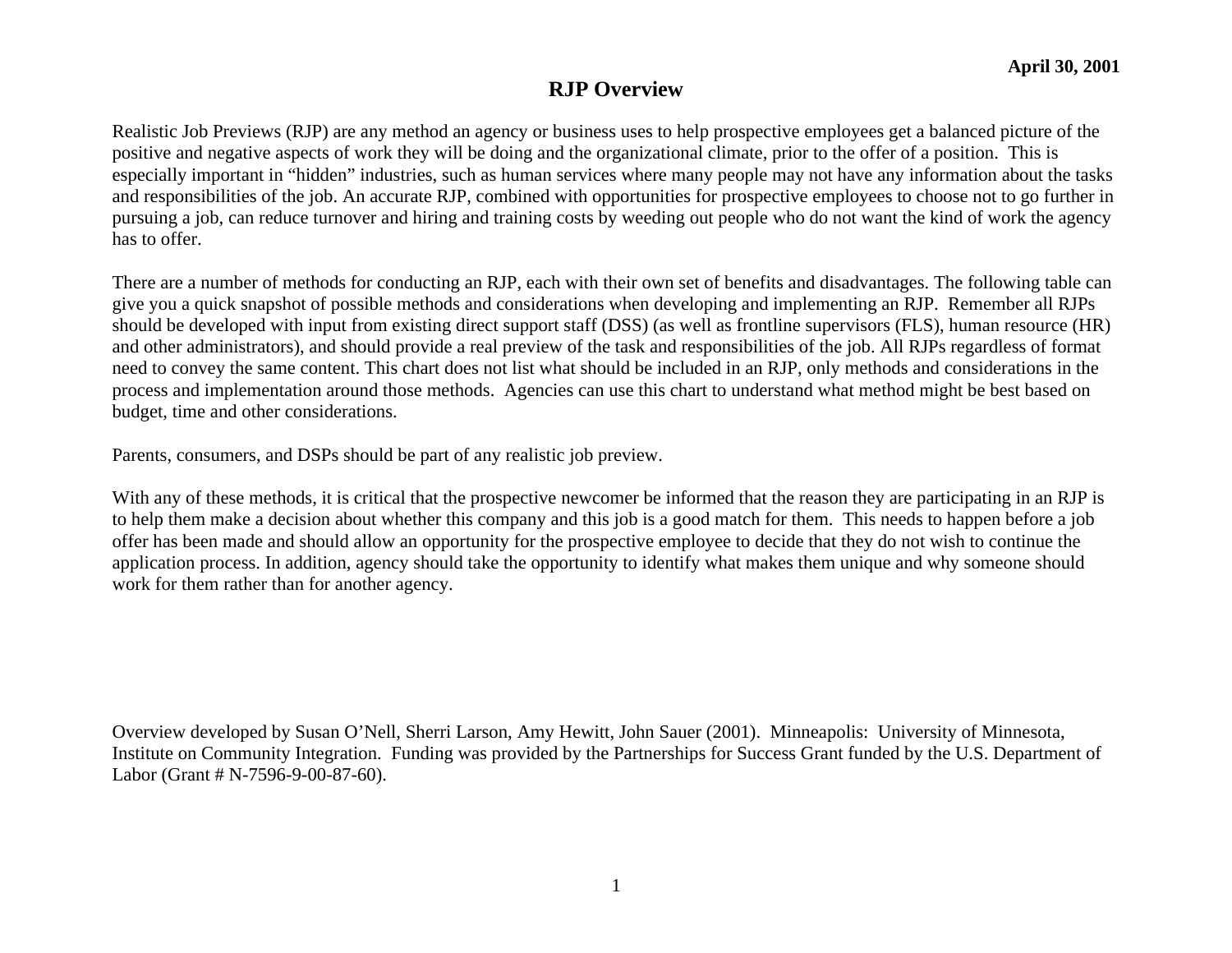**April 30, 2001**

# RJP Overview

Realistic Job Previews (RJP) are any method an agency or business uses to help prospective employees get a balanced picture of the positive and negative aspects of work they will be doing and the organizational climate, prior to the offer of a position. This is especially important in "hidden" industries, such as human services where many people may not have any information about the tasks and responsibilities of the job. An accurate RJP, combined with opportunities for prospective employees to choose not to go further in pursuing a job, can reduce turnover and hiring and training costs by weeding out people who do not want the kind of work the agency has to offer.

There are a number of methods for conducting an RJP, each with their own set of benefits and disadvantages. The following table can give you a quick snapshot of possible methods and considerations when developing and implementing an RJP. Remember all RJPs should be developed with input from existing direct support staff (DSS) (as well as frontline supervisors (FLS), human resource (HR) and other administrators), and should provide a real preview of the task and responsibilities of the job. All RJPs regardless of format need to convey the same content. This chart does not list what should be included in an RJP, only methods and considerations in the process and implementation around those methods. Agencies can use this chart to understand what method might be best based on budget, time and other considerations.

Parents, consumers, and DSPs should be part of any realistic job preview.

With any of these methods, it is critical that the prospective newcomer be informed that the reason they are participating in an RJP is to help them make a decision about whether this company and this job is a good match for them. This needs to happen before a job offer has been made and should allow an opportunity for the prospective employee to decide that they do not wish to continue the application process. In addition, agency should take the opportunity to identify what makes them unique and why someone should work for them rather than for another agency.

Overview developed by Susan O'Nell, Sherri Larson, Amy Hewitt, John Sauer (2001). Minneapolis: University of Minnesota, Institute on Community Integration. Funding was provided by the Partnerships for Success Grant funded by the U.S. Department of Labor (Grant # N-7596-9-00-87-60).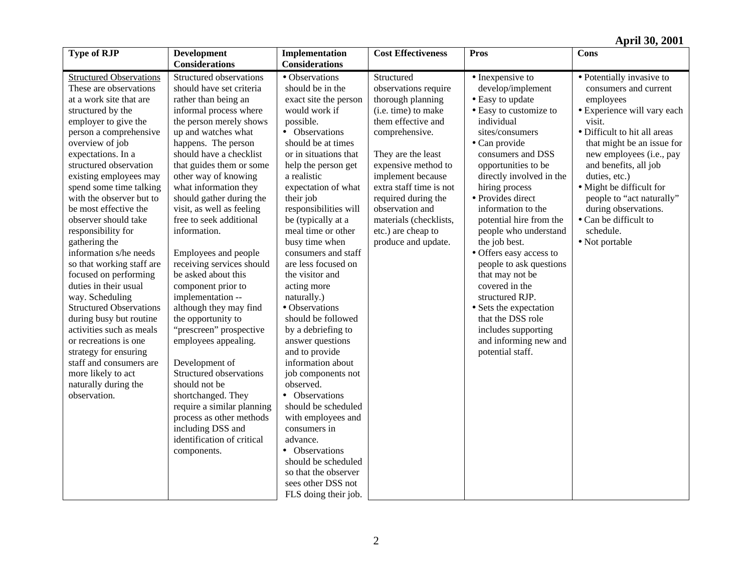April 30, 2001

| Type of RJP | Development Considerations | Implementation Considerations | Cost Effectiveness | Pros | Cons |
|---|---|---|---|---|---|
| Structured Observations<br>These are observations at a work site that are structured by the employer to give the person a comprehensive overview of job expectations. In a structured observation existing employees may spend some time talking with the observer but to be most effective the observer should take responsibility for gathering the information s/he needs so that working staff are focused on performing duties in their usual way. Scheduling Structured Observations during busy but routine activities such as meals or recreations is one strategy for ensuring staff and consumers are more likely to act naturally during the observation. | Structured observations should have set criteria rather than being an informal process where the person merely shows up and watches what happens. The person should have a checklist that guides them or some other way of knowing what information they should gather during the visit, as well as feeling free to seek additional information.<br><br>Employees and people receiving services should be asked about this component prior to implementation -- although they may find the opportunity to "prescreen" prospective employees appealing.<br><br>Development of Structured observations should not be shortchanged. They require a similar planning process as other methods including DSS and identification of critical components. | • Observations should be in the exact site the person would work if possible.<br>• Observations should be at times or in situations that help the person get a realistic expectation of what their job responsibilities will be (typically at a meal time or other busy time when consumers and staff are less focused on the visitor and acting more naturally.)<br>• Observations should be followed by a debriefing to answer questions and to provide information about job components not observed.<br>• Observations should be scheduled with employees and consumers in advance.<br>• Observations should be scheduled so that the observer sees other DSS not FLS doing their job. | Structured observations require thorough planning (i.e. time) to make them effective and comprehensive.<br><br>They are the least expensive method to implement because extra staff time is not required during the observation and materials (checklists, etc.) are cheap to produce and update. | • Inexpensive to develop/implement<br>• Easy to update<br>• Easy to customize to individual sites/consumers<br>• Can provide consumers and DSS opportunities to be directly involved in the hiring process<br>• Provides direct information to the potential hire from the people who understand the job best.<br>• Offers easy access to people to ask questions that may not be covered in the structured RJP.<br>• Sets the expectation that the DSS role includes supporting and informing new and potential staff. | • Potentially invasive to consumers and current employees<br>• Experience will vary each visit.<br>• Difficult to hit all areas that might be an issue for new employees (i.e., pay and benefits, all job duties, etc.)<br>• Might be difficult for people to "act naturally" during observations.<br>• Can be difficult to schedule.<br>• Not portable |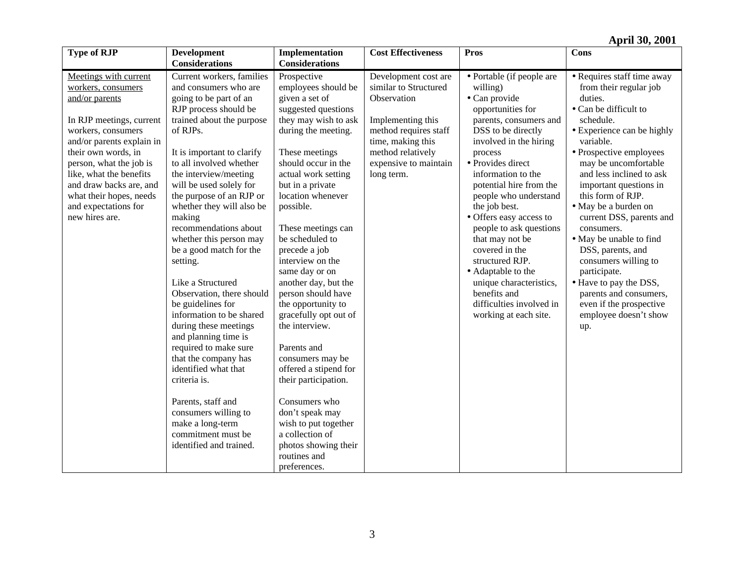April 30, 2001

| Type of RJP | Development Considerations | Implementation Considerations | Cost Effectiveness | Pros | Cons |
|---|---|---|---|---|---|
| Meetings with current workers, consumers and/or parents<br><br>In RJP meetings, current workers, consumers and/or parents explain in their own words, in person, what the job is like, what the benefits and draw backs are, and what their hopes, needs and expectations for new hires are. | Current workers, families and consumers who are going to be part of an RJP process should be trained about the purpose of RJPs.<br><br>It is important to clarify to all involved whether the interview/meeting will be used solely for the purpose of an RJP or whether they will also be making recommendations about whether this person may be a good match for the setting.<br><br>Like a Structured Observation, there should be guidelines for information to be shared during these meetings and planning time is required to make sure that the company has identified what that criteria is.<br><br>Parents, staff and consumers willing to make a long-term commitment must be identified and trained. | Prospective employees should be given a set of suggested questions they may wish to ask during the meeting.<br><br>These meetings should occur in the actual work setting but in a private location whenever possible.<br><br>These meetings can be scheduled to precede a job interview on the same day or on another day, but the person should have the opportunity to gracefully opt out of the interview.<br><br>Parents and consumers may be offered a stipend for their participation.<br><br>Consumers who don't speak may wish to put together a collection of photos showing their routines and preferences. | Development cost are similar to Structured Observation<br><br>Implementing this method requires staff time, making this method relatively expensive to maintain long term. | • Portable (if people are willing)<br>• Can provide opportunities for parents, consumers and DSS to be directly involved in the hiring process<br>• Provides direct information to the potential hire from the people who understand the job best.<br>• Offers easy access to people to ask questions that may not be covered in the structured RJP.<br>• Adaptable to the unique characteristics, benefits and difficulties involved in working at each site. | • Requires staff time away from their regular job duties.<br>• Can be difficult to schedule.<br>• Experience can be highly variable.<br>• Prospective employees may be uncomfortable and less inclined to ask important questions in this form of RJP.<br>• May be a burden on current DSS, parents and consumers.<br>• May be unable to find DSS, parents, and consumers willing to participate.<br>• Have to pay the DSS, parents and consumers, even if the prospective employee doesn't show up. |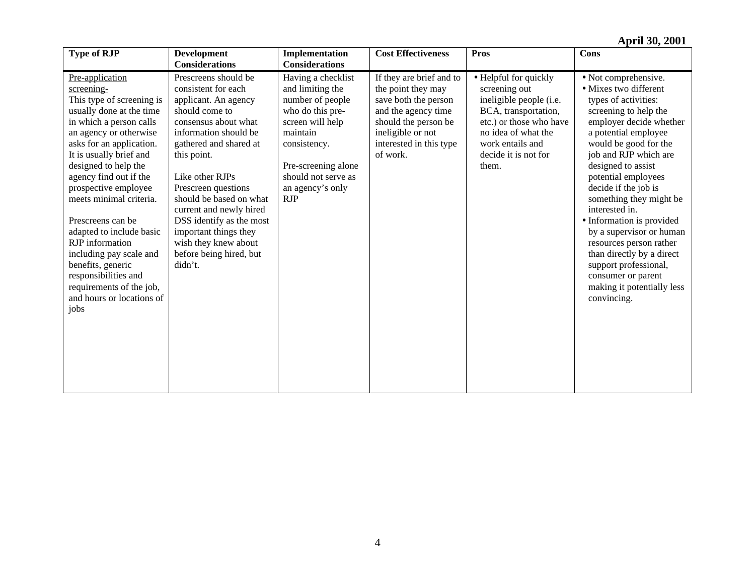**April 30, 2001**

| Type of RJP | Development Considerations | Implementation Considerations | Cost Effectiveness | Pros | Cons |
|---|---|---|---|---|---|
| Pre-application screening- This type of screening is usually done at the time in which a person calls an agency or otherwise asks for an application. It is usually brief and designed to help the agency find out if the prospective employee meets minimal criteria.<br><br>Prescreens can be adapted to include basic RJP information including pay scale and benefits, generic responsibilities and requirements of the job, and hours or locations of jobs | Prescreens should be consistent for each applicant. An agency should come to consensus about what information should be gathered and shared at this point.<br><br>Like other RJPs Prescreen questions should be based on what current and newly hired DSS identify as the most important things they wish they knew about before being hired, but didn't. | Having a checklist and limiting the number of people who do this pre-screen will help maintain consistency.<br><br>Pre-screening alone should not serve as an agency's only RJP | If they are brief and to the point they may save both the person and the agency time should the person be ineligible or not interested in this type of work. | • Helpful for quickly screening out ineligible people (i.e. BCA, transportation, etc.) or those who have no idea of what the work entails and decide it is not for them. | • Not comprehensive.<br>• Mixes two different types of activities: screening to help the employer decide whether a potential employee would be good for the job and RJP which are designed to assist potential employees decide if the job is something they might be interested in.<br>• Information is provided by a supervisor or human resources person rather than directly by a direct support professional, consumer or parent making it potentially less convincing. |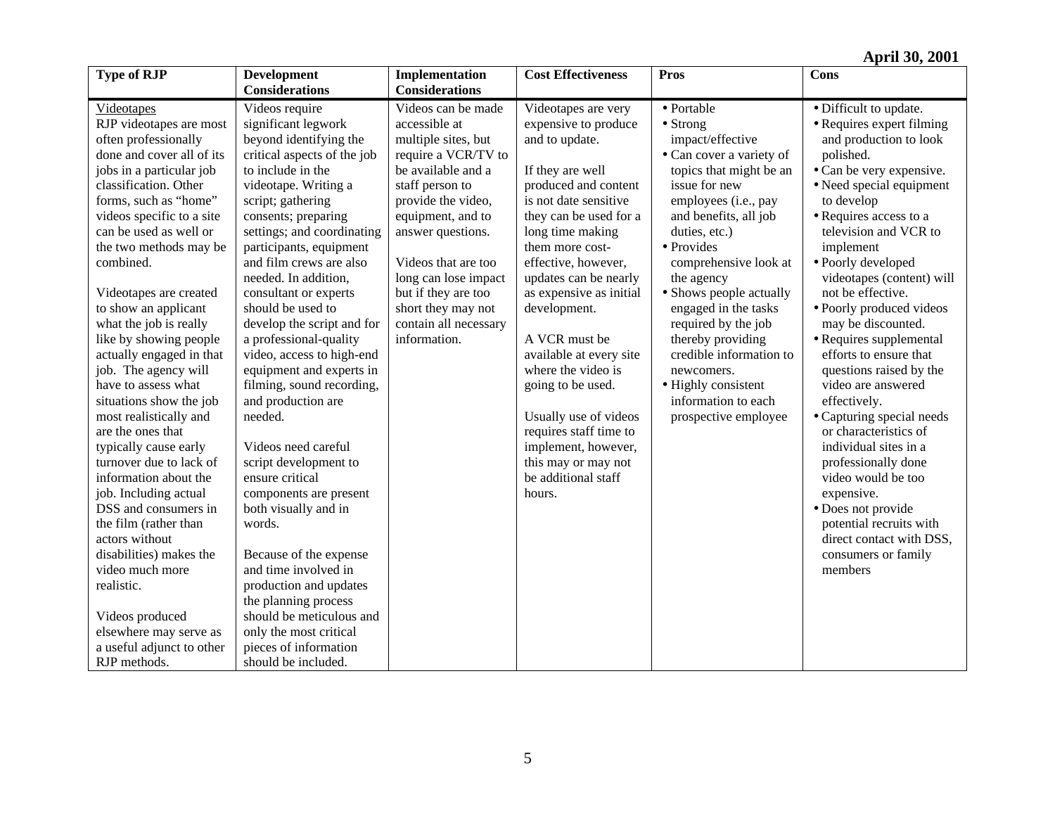**April 30, 2001**

| Type of RJP | Development Considerations | Implementation Considerations | Cost Effectiveness | Pros | Cons |
|---|---|---|---|---|---|
| <u>Videotapes</u><br>RJP videotapes are most often professionally done and cover all of its jobs in a particular job classification. Other forms, such as "home" videos specific to a site can be used as well or the two methods may be combined.<br><br>Videotapes are created to show an applicant what the job is really like by showing people actually engaged in that job. The agency will have to assess what situations show the job most realistically and are the ones that typically cause early turnover due to lack of information about the job. Including actual DSS and consumers in the film (rather than actors without disabilities) makes the video much more realistic.<br><br>Videos produced elsewhere may serve as a useful adjunct to other RJP methods. | Videos require significant legwork beyond identifying the critical aspects of the job to include in the videotape. Writing a script; gathering consents; preparing settings; and coordinating participants, equipment and film crews are also needed. In addition, consultant or experts should be used to develop the script and for a professional-quality video, access to high-end equipment and experts in filming, sound recording, and production are needed.<br><br>Videos need careful script development to ensure critical components are present both visually and in words.<br><br>Because of the expense and time involved in production and updates the planning process should be meticulous and only the most critical pieces of information should be included. | Videos can be made accessible at multiple sites, but require a VCR/TV to be available and a staff person to provide the video, equipment, and to answer questions.<br><br>Videos that are too long can lose impact but if they are too short they may not contain all necessary information. | Videotapes are very expensive to produce and to update.<br><br>If they are well produced and content is not date sensitive they can be used for a long time making them more cost-effective, however, updates can be nearly as expensive as initial development.<br><br>A VCR must be available at every site where the video is going to be used.<br><br>Usually use of videos requires staff time to implement, however, this may or may not be additional staff hours. | • Portable<br>• Strong impact/effective<br>• Can cover a variety of topics that might be an issue for new employees (i.e., pay and benefits, all job duties, etc.)<br>• Provides comprehensive look at the agency<br>• Shows people actually engaged in the tasks required by the job thereby providing credible information to newcomers.<br>• Highly consistent information to each prospective employee | • Difficult to update.<br>• Requires expert filming and production to look polished.<br>• Can be very expensive.<br>• Need special equipment to develop<br>• Requires access to a television and VCR to implement<br>• Poorly developed videotapes (content) will not be effective.<br>• Poorly produced videos may be discounted.<br>• Requires supplemental efforts to ensure that questions raised by the video are answered effectively.<br>• Capturing special needs or characteristics of individual sites in a professionally done video would be too expensive.<br>• Does not provide potential recruits with direct contact with DSS, consumers or family members |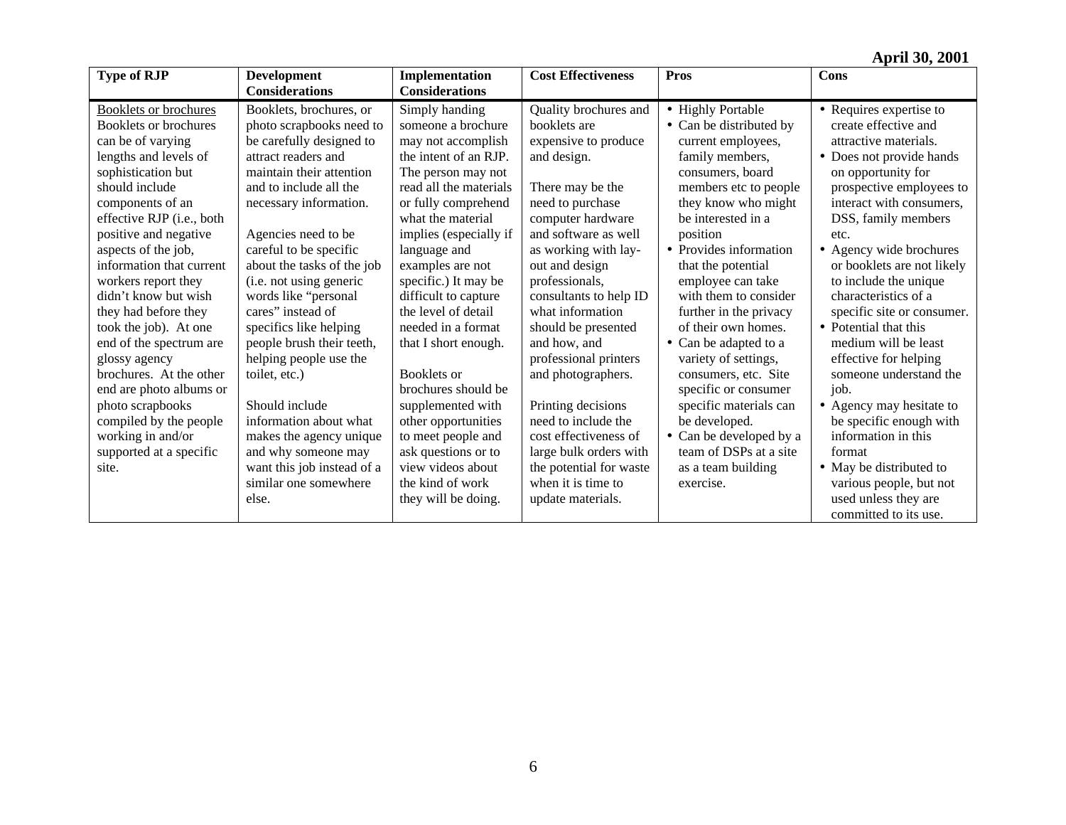| Type of RJP | Development Considerations | Implementation Considerations | Cost Effectiveness | Pros | Cons |
|---|---|---|---|---|---|
| Booklets or brochures<br>Booklets or brochures can be of varying lengths and levels of sophistication but should include components of an effective RJP (i.e., both positive and negative aspects of the job, information that current workers report they didn't know but wish they had before they took the job). At one end of the spectrum are glossy agency brochures. At the other end are photo albums or photo scrapbooks compiled by the people working in and/or supported at a specific site. | Booklets, brochures, or photo scrapbooks need to be carefully designed to attract readers and maintain their attention and to include all the necessary information.<br><br>Agencies need to be careful to be specific about the tasks of the job (i.e. not using generic words like "personal cares" instead of specifics like helping people brush their teeth, helping people use the toilet, etc.)<br><br>Should include information about what makes the agency unique and why someone may want this job instead of a similar one somewhere else. | Simply handing someone a brochure may not accomplish the intent of an RJP. The person may not read all the materials or fully comprehend what the material implies (especially if language and examples are not specific.) It may be difficult to capture the level of detail needed in a format that I short enough.<br><br>Booklets or brochures should be supplemented with other opportunities to meet people and ask questions or to view videos about the kind of work they will be doing. | Quality brochures and booklets are expensive to produce and design.<br><br>There may be the need to purchase computer hardware and software as well as working with lay-out and design professionals, consultants to help ID what information should be presented and how, and professional printers and photographers.<br><br>Printing decisions need to include the cost effectiveness of large bulk orders with the potential for waste when it is time to update materials. | • Highly Portable<br>• Can be distributed by current employees, family members, consumers, board members etc to people they know who might be interested in a position<br>• Provides information that the potential employee can take with them to consider further in the privacy of their own homes.<br>• Can be adapted to a variety of settings, consumers, etc. Site specific or consumer specific materials can be developed.<br>• Can be developed by a team of DSPs at a site as a team building exercise. | • Requires expertise to create effective and attractive materials.<br>• Does not provide hands on opportunity for prospective employees to interact with consumers, DSS, family members etc.<br>• Agency wide brochures or booklets are not likely to include the unique characteristics of a specific site or consumer.<br>• Potential that this medium will be least effective for helping someone understand the job.<br>• Agency may hesitate to be specific enough with information in this format<br>• May be distributed to various people, but not used unless they are committed to its use. |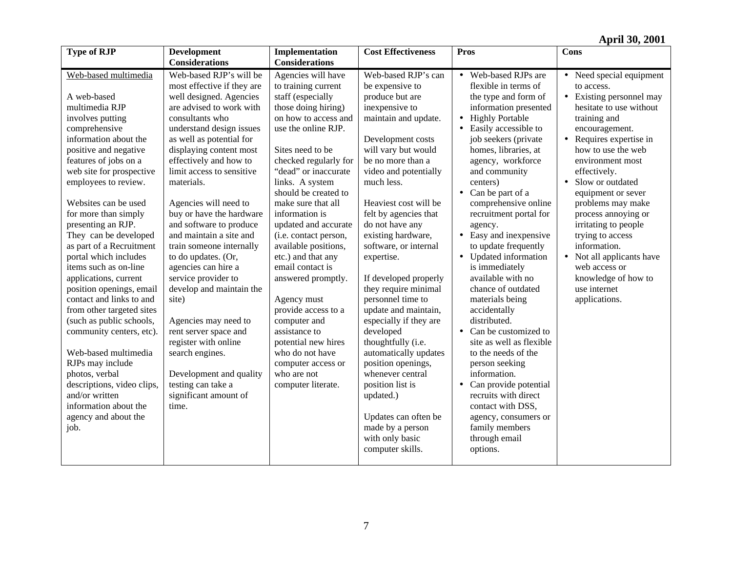April 30, 2001

| Type of RJP | Development Considerations | Implementation Considerations | Cost Effectiveness | Pros | Cons |
|---|---|---|---|---|---|
| Web-based multimedia<br><br>A web-based multimedia RJP involves putting comprehensive information about the positive and negative features of jobs on a web site for prospective employees to review.<br><br>Websites can be used for more than simply presenting an RJP. They can be developed as part of a Recruitment portal which includes items such as on-line applications, current position openings, email contact and links to and from other targeted sites (such as public schools, community centers, etc).<br><br>Web-based multimedia RJPs may include photos, verbal descriptions, video clips, and/or written information about the agency and about the job. | Web-based RJP's will be most effective if they are well designed. Agencies are advised to work with consultants who understand design issues as well as potential for displaying content most effectively and how to limit access to sensitive materials.<br><br>Agencies will need to buy or have the hardware and software to produce and maintain a site and train someone internally to do updates. (Or, agencies can hire a service provider to develop and maintain the site)<br><br>Agencies may need to rent server space and register with online search engines.<br><br>Development and quality testing can take a significant amount of time. | Agencies will have to training current staff (especially those doing hiring) on how to access and use the online RJP.<br><br>Sites need to be checked regularly for "dead" or inaccurate links. A system should be created to make sure that all information is updated and accurate (i.e. contact person, available positions, etc.) and that any email contact is answered promptly.<br><br>Agency must provide access to a computer and assistance to potential new hires who do not have computer access or who are not computer literate. | Web-based RJP's can be expensive to produce but are inexpensive to maintain and update.<br><br>Development costs will vary but would be no more than a video and potentially much less.<br><br>Heaviest cost will be felt by agencies that do not have any existing hardware, software, or internal expertise.<br><br>If developed properly they require minimal personnel time to update and maintain, especially if they are developed thoughtfully (i.e. automatically updates position openings, whenever central position list is updated.)<br><br>Updates can often be made by a person with only basic computer skills. | • Web-based RJPs are flexible in terms of the type and form of information presented<br>• Highly Portable<br>• Easily accessible to job seekers (private homes, libraries, at agency, workforce and community centers)<br>• Can be part of a comprehensive online recruitment portal for agency.<br>• Easy and inexpensive to update frequently<br>• Updated information is immediately available with no chance of outdated materials being accidentally distributed.<br>• Can be customized to site as well as flexible to the needs of the person seeking information.<br>• Can provide potential recruits with direct contact with DSS, agency, consumers or family members through email options. | • Need special equipment to access.<br>• Existing personnel may hesitate to use without training and encouragement.<br>• Requires expertise in how to use the web environment most effectively.<br>• Slow or outdated equipment or sever problems may make process annoying or irritating to people trying to access information.<br>• Not all applicants have web access or knowledge of how to use internet applications. |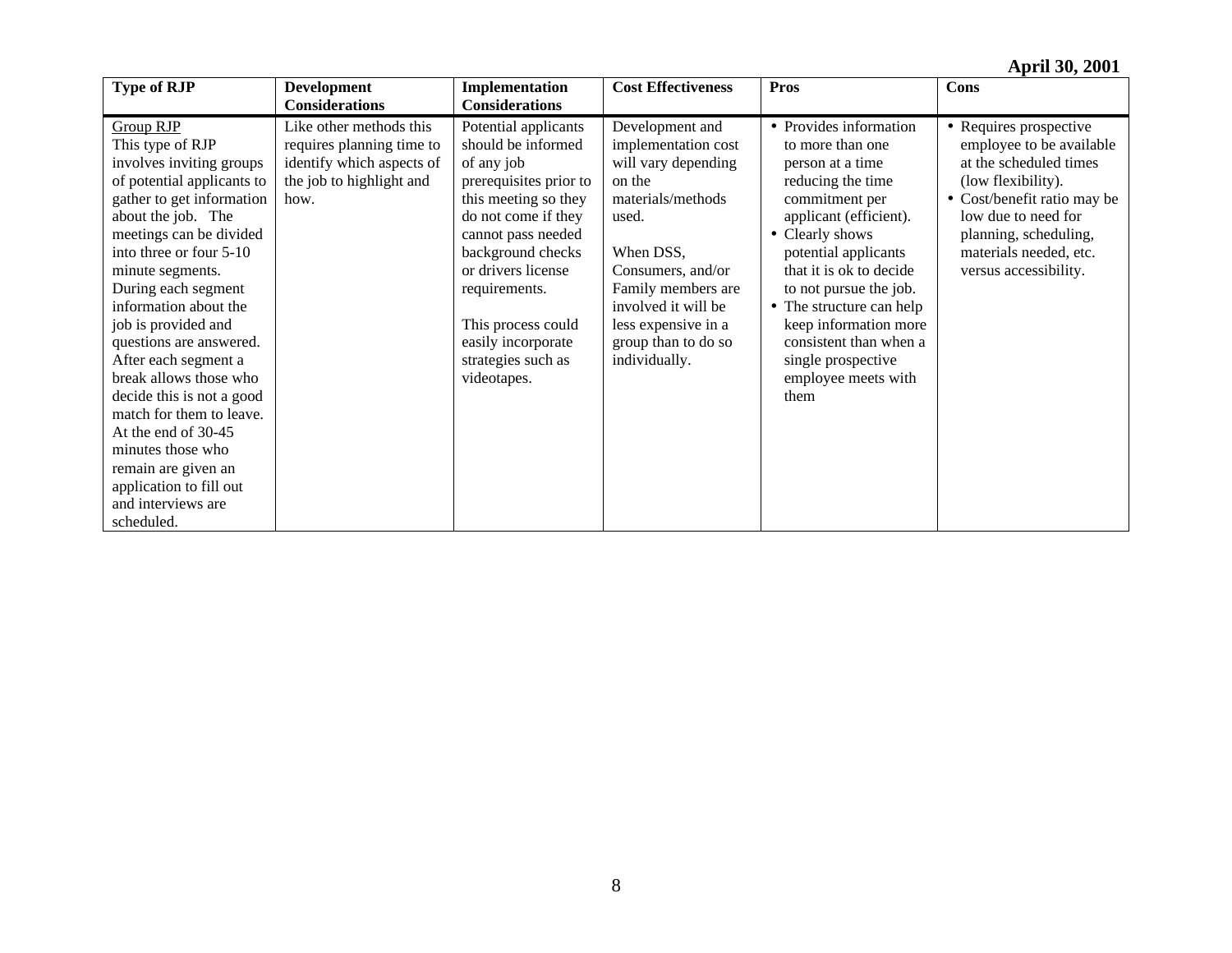**April 30, 2001**

| Type of RJP | Development Considerations | Implementation Considerations | Cost Effectiveness | Pros | Cons |
|---|---|---|---|---|---|
| Group RJP<br>This type of RJP involves inviting groups of potential applicants to gather to get information about the job. The meetings can be divided into three or four 5-10 minute segments. During each segment information about the job is provided and questions are answered. After each segment a break allows those who decide this is not a good match for them to leave. At the end of 30-45 minutes those who remain are given an application to fill out and interviews are scheduled. | Like other methods this requires planning time to identify which aspects of the job to highlight and how. | Potential applicants should be informed of any job prerequisites prior to this meeting so they do not come if they cannot pass needed background checks or drivers license requirements.<br><br>This process could easily incorporate strategies such as videotapes. | Development and implementation cost will vary depending on the materials/methods used.<br><br>When DSS, Consumers, and/or Family members are involved it will be less expensive in a group than to do so individually. | • Provides information to more than one person at a time reducing the time commitment per applicant (efficient).<br>• Clearly shows potential applicants that it is ok to decide to not pursue the job.<br>• The structure can help keep information more consistent than when a single prospective employee meets with them | • Requires prospective employee to be available at the scheduled times (low flexibility).<br>• Cost/benefit ratio may be low due to need for planning, scheduling, materials needed, etc. versus accessibility. |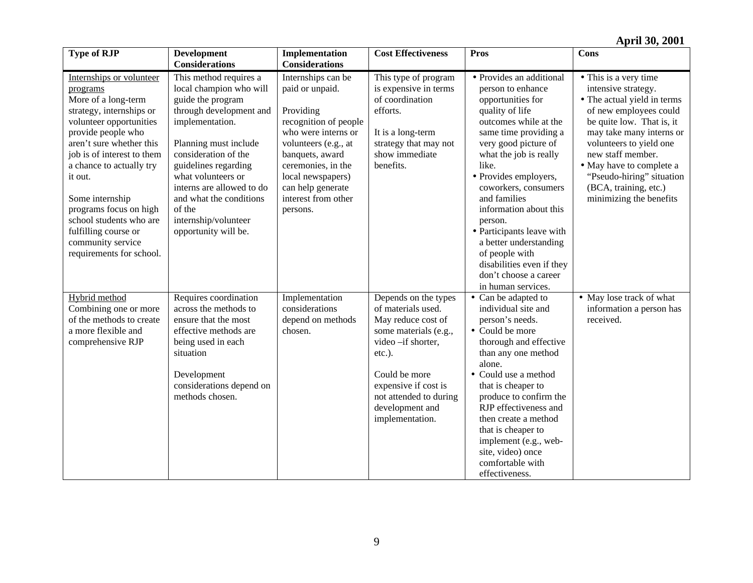April 30, 2001

| Type of RJP | Development Considerations | Implementation Considerations | Cost Effectiveness | Pros | Cons |
|---|---|---|---|---|---|
| Internships or volunteer programs<br>More of a long-term strategy, internships or volunteer opportunities provide people who aren't sure whether this job is of interest to them a chance to actually try it out.<br><br>Some internship programs focus on high school students who are fulfilling course or community service requirements for school. | This method requires a local champion who will guide the program through development and implementation.<br><br>Planning must include consideration of the guidelines regarding what volunteers or interns are allowed to do and what the conditions of the internship/volunteer opportunity will be. | Internships can be paid or unpaid.<br><br>Providing recognition of people who were interns or volunteers (e.g., at banquets, award ceremonies, in the local newspapers) can help generate interest from other persons. | This type of program is expensive in terms of coordination efforts.<br><br>It is a long-term strategy that may not show immediate benefits. | • Provides an additional person to enhance opportunities for quality of life outcomes while at the same time providing a very good picture of what the job is really like.<br>• Provides employers, coworkers, consumers and families information about this person.<br>• Participants leave with a better understanding of people with disabilities even if they don't choose a career in human services. | • This is a very time intensive strategy.<br>• The actual yield in terms of new employees could be quite low. That is, it may take many interns or volunteers to yield one new staff member.<br>• May have to complete a "Pseudo-hiring" situation (BCA, training, etc.) minimizing the benefits |
| Hybrid method<br>Combining one or more of the methods to create a more flexible and comprehensive RJP | Requires coordination across the methods to ensure that the most effective methods are being used in each situation<br><br>Development considerations depend on methods chosen. | Implementation considerations depend on methods chosen. | Depends on the types of materials used. May reduce cost of some materials (e.g., video –if shorter, etc.).<br><br>Could be more expensive if cost is not attended to during development and implementation. | • Can be adapted to individual site and person's needs.<br>• Could be more thorough and effective than any one method alone.<br>• Could use a method that is cheaper to produce to confirm the RJP effectiveness and then create a method that is cheaper to implement (e.g., web-site, video) once comfortable with effectiveness. | • May lose track of what information a person has received. |